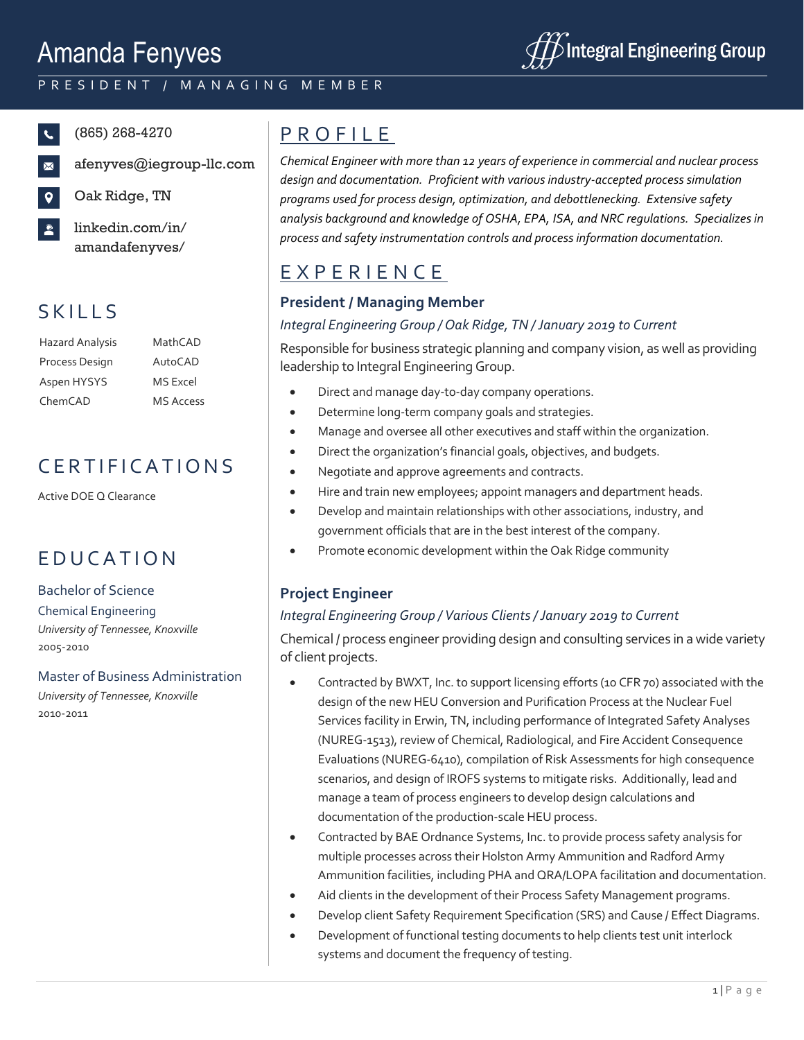# Amanda Fenyves

PRESIDENT / MANAGING MEMBER

Integral Engineering Group

(865) 268-4270

afenyves@iegroup-llc.com

Oak Ridge, TN

linkedin.com/in/amandafenyves/

## SKILLS

| | |
|---|---|
| Hazard Analysis | MathCAD |
| Process Design | AutoCAD |
| Aspen HYSYS | MS Excel |
| ChemCAD | MS Access |

## CERTIFICATIONS

Active DOE Q Clearance

## EDUCATION

Bachelor of Science
Chemical Engineering
*University of Tennessee, Knoxville*
2005-2010

Master of Business Administration
*University of Tennessee, Knoxville*
2010-2011

## PROFILE

*Chemical Engineer with more than 12 years of experience in commercial and nuclear process design and documentation. Proficient with various industry-accepted process simulation programs used for process design, optimization, and debottlenecking. Extensive safety analysis background and knowledge of OSHA, EPA, ISA, and NRC regulations. Specializes in process and safety instrumentation controls and process information documentation.*

## EXPERIENCE

### President / Managing Member

*Integral Engineering Group / Oak Ridge, TN / January 2019 to Current*

Responsible for business strategic planning and company vision, as well as providing leadership to Integral Engineering Group.

- Direct and manage day-to-day company operations.
- Determine long-term company goals and strategies.
- Manage and oversee all other executives and staff within the organization.
- Direct the organization's financial goals, objectives, and budgets.
- Negotiate and approve agreements and contracts.
- Hire and train new employees; appoint managers and department heads.
- Develop and maintain relationships with other associations, industry, and government officials that are in the best interest of the company.
- Promote economic development within the Oak Ridge community

### Project Engineer

*Integral Engineering Group / Various Clients / January 2019 to Current*

Chemical / process engineer providing design and consulting services in a wide variety of client projects.

- Contracted by BWXT, Inc. to support licensing efforts (10 CFR 70) associated with the design of the new HEU Conversion and Purification Process at the Nuclear Fuel Services facility in Erwin, TN, including performance of Integrated Safety Analyses (NUREG-1513), review of Chemical, Radiological, and Fire Accident Consequence Evaluations (NUREG-6410), compilation of Risk Assessments for high consequence scenarios, and design of IROFS systems to mitigate risks. Additionally, lead and manage a team of process engineers to develop design calculations and documentation of the production-scale HEU process.
- Contracted by BAE Ordnance Systems, Inc. to provide process safety analysis for multiple processes across their Holston Army Ammunition and Radford Army Ammunition facilities, including PHA and QRA/LOPA facilitation and documentation.
- Aid clients in the development of their Process Safety Management programs.
- Develop client Safety Requirement Specification (SRS) and Cause / Effect Diagrams.
- Development of functional testing documents to help clients test unit interlock systems and document the frequency of testing.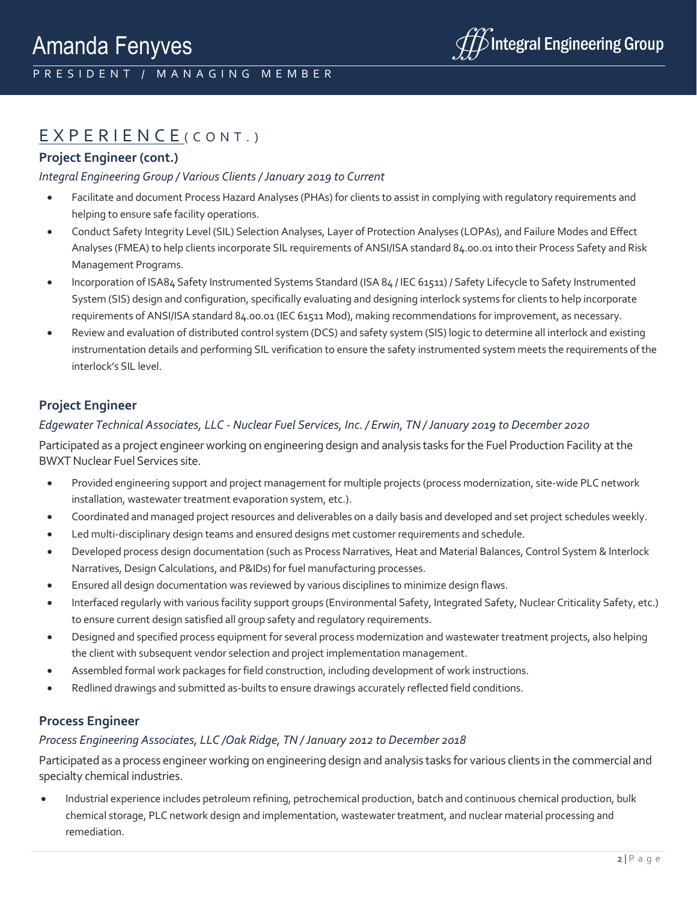## EXPERIENCE (CONT.)

### Project Engineer (cont.)

*Integral Engineering Group / Various Clients / January 2019 to Current*

- Facilitate and document Process Hazard Analyses (PHAs) for clients to assist in complying with regulatory requirements and helping to ensure safe facility operations.
- Conduct Safety Integrity Level (SIL) Selection Analyses, Layer of Protection Analyses (LOPAs), and Failure Modes and Effect Analyses (FMEA) to help clients incorporate SIL requirements of ANSI/ISA standard 84.00.01 into their Process Safety and Risk Management Programs.
- Incorporation of ISA84 Safety Instrumented Systems Standard (ISA 84 / IEC 61511) / Safety Lifecycle to Safety Instrumented System (SIS) design and configuration, specifically evaluating and designing interlock systems for clients to help incorporate requirements of ANSI/ISA standard 84.00.01 (IEC 61511 Mod), making recommendations for improvement, as necessary.
- Review and evaluation of distributed control system (DCS) and safety system (SIS) logic to determine all interlock and existing instrumentation details and performing SIL verification to ensure the safety instrumented system meets the requirements of the interlock's SIL level.

### Project Engineer

*Edgewater Technical Associates, LLC - Nuclear Fuel Services, Inc. / Erwin, TN / January 2019 to December 2020*

Participated as a project engineer working on engineering design and analysis tasks for the Fuel Production Facility at the BWXT Nuclear Fuel Services site.

- Provided engineering support and project management for multiple projects (process modernization, site-wide PLC network installation, wastewater treatment evaporation system, etc.).
- Coordinated and managed project resources and deliverables on a daily basis and developed and set project schedules weekly.
- Led multi-disciplinary design teams and ensured designs met customer requirements and schedule.
- Developed process design documentation (such as Process Narratives, Heat and Material Balances, Control System & Interlock Narratives, Design Calculations, and P&IDs) for fuel manufacturing processes.
- Ensured all design documentation was reviewed by various disciplines to minimize design flaws.
- Interfaced regularly with various facility support groups (Environmental Safety, Integrated Safety, Nuclear Criticality Safety, etc.) to ensure current design satisfied all group safety and regulatory requirements.
- Designed and specified process equipment for several process modernization and wastewater treatment projects, also helping the client with subsequent vendor selection and project implementation management.
- Assembled formal work packages for field construction, including development of work instructions.
- Redlined drawings and submitted as-builts to ensure drawings accurately reflected field conditions.

### Process Engineer

*Process Engineering Associates, LLC /Oak Ridge, TN / January 2012 to December 2018*

Participated as a process engineer working on engineering design and analysis tasks for various clients in the commercial and specialty chemical industries.

- Industrial experience includes petroleum refining, petrochemical production, batch and continuous chemical production, bulk chemical storage, PLC network design and implementation, wastewater treatment, and nuclear material processing and remediation.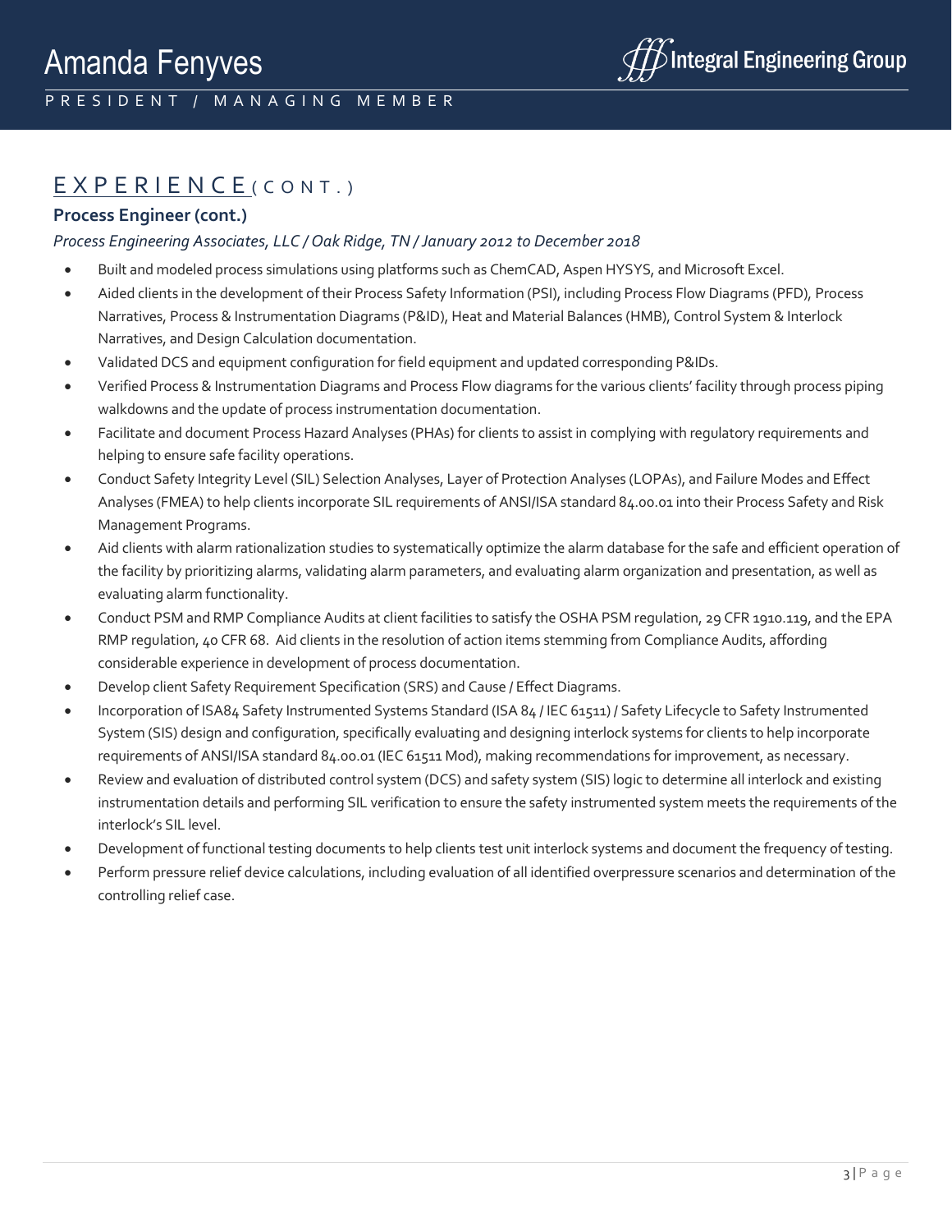## EXPERIENCE (CONT.)

### Process Engineer (cont.)

*Process Engineering Associates, LLC / Oak Ridge, TN / January 2012 to December 2018*

- Built and modeled process simulations using platforms such as ChemCAD, Aspen HYSYS, and Microsoft Excel.
- Aided clients in the development of their Process Safety Information (PSI), including Process Flow Diagrams (PFD), Process Narratives, Process & Instrumentation Diagrams (P&ID), Heat and Material Balances (HMB), Control System & Interlock Narratives, and Design Calculation documentation.
- Validated DCS and equipment configuration for field equipment and updated corresponding P&IDs.
- Verified Process & Instrumentation Diagrams and Process Flow diagrams for the various clients' facility through process piping walkdowns and the update of process instrumentation documentation.
- Facilitate and document Process Hazard Analyses (PHAs) for clients to assist in complying with regulatory requirements and helping to ensure safe facility operations.
- Conduct Safety Integrity Level (SIL) Selection Analyses, Layer of Protection Analyses (LOPAs), and Failure Modes and Effect Analyses (FMEA) to help clients incorporate SIL requirements of ANSI/ISA standard 84.00.01 into their Process Safety and Risk Management Programs.
- Aid clients with alarm rationalization studies to systematically optimize the alarm database for the safe and efficient operation of the facility by prioritizing alarms, validating alarm parameters, and evaluating alarm organization and presentation, as well as evaluating alarm functionality.
- Conduct PSM and RMP Compliance Audits at client facilities to satisfy the OSHA PSM regulation, 29 CFR 1910.119, and the EPA RMP regulation, 40 CFR 68. Aid clients in the resolution of action items stemming from Compliance Audits, affording considerable experience in development of process documentation.
- Develop client Safety Requirement Specification (SRS) and Cause / Effect Diagrams.
- Incorporation of ISA84 Safety Instrumented Systems Standard (ISA 84 / IEC 61511) / Safety Lifecycle to Safety Instrumented System (SIS) design and configuration, specifically evaluating and designing interlock systems for clients to help incorporate requirements of ANSI/ISA standard 84.00.01 (IEC 61511 Mod), making recommendations for improvement, as necessary.
- Review and evaluation of distributed control system (DCS) and safety system (SIS) logic to determine all interlock and existing instrumentation details and performing SIL verification to ensure the safety instrumented system meets the requirements of the interlock's SIL level.
- Development of functional testing documents to help clients test unit interlock systems and document the frequency of testing.
- Perform pressure relief device calculations, including evaluation of all identified overpressure scenarios and determination of the controlling relief case.